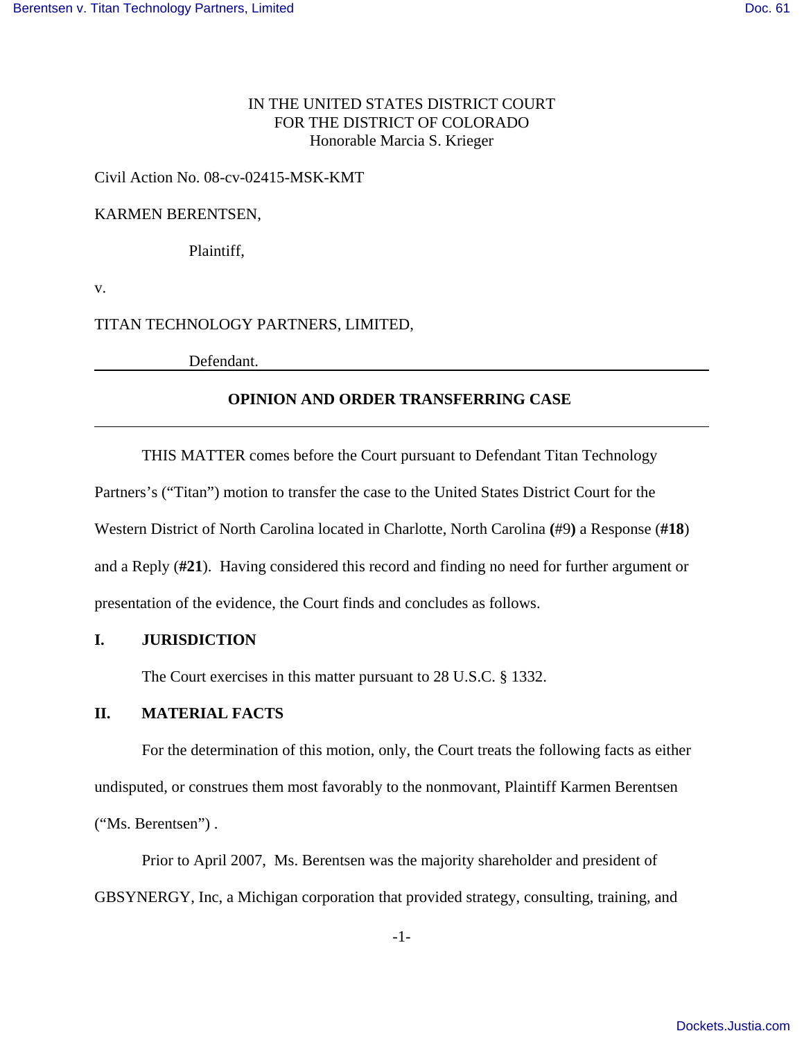IN THE UNITED STATES DISTRICT COURT
FOR THE DISTRICT OF COLORADO
Honorable Marcia S. Krieger

Civil Action No. 08-cv-02415-MSK-KMT

KARMEN BERENTSEN,

Plaintiff,

v.

TITAN TECHNOLOGY PARTNERS, LIMITED,

Defendant.

---

**OPINION AND ORDER TRANSFERRING CASE**

---

THIS MATTER comes before the Court pursuant to Defendant Titan Technology Partners's ("Titan") motion to transfer the case to the United States District Court for the Western District of North Carolina located in Charlotte, North Carolina **(**#9**)** a Response (**#18**) and a Reply (**#21**). Having considered this record and finding no need for further argument or presentation of the evidence, the Court finds and concludes as follows.

## I. JURISDICTION

The Court exercises in this matter pursuant to 28 U.S.C. § 1332.

## II. MATERIAL FACTS

For the determination of this motion, only, the Court treats the following facts as either undisputed, or construes them most favorably to the nonmovant, Plaintiff Karmen Berentsen ("Ms. Berentsen") .

Prior to April 2007, Ms. Berentsen was the majority shareholder and president of GBSYNERGY, Inc, a Michigan corporation that provided strategy, consulting, training, and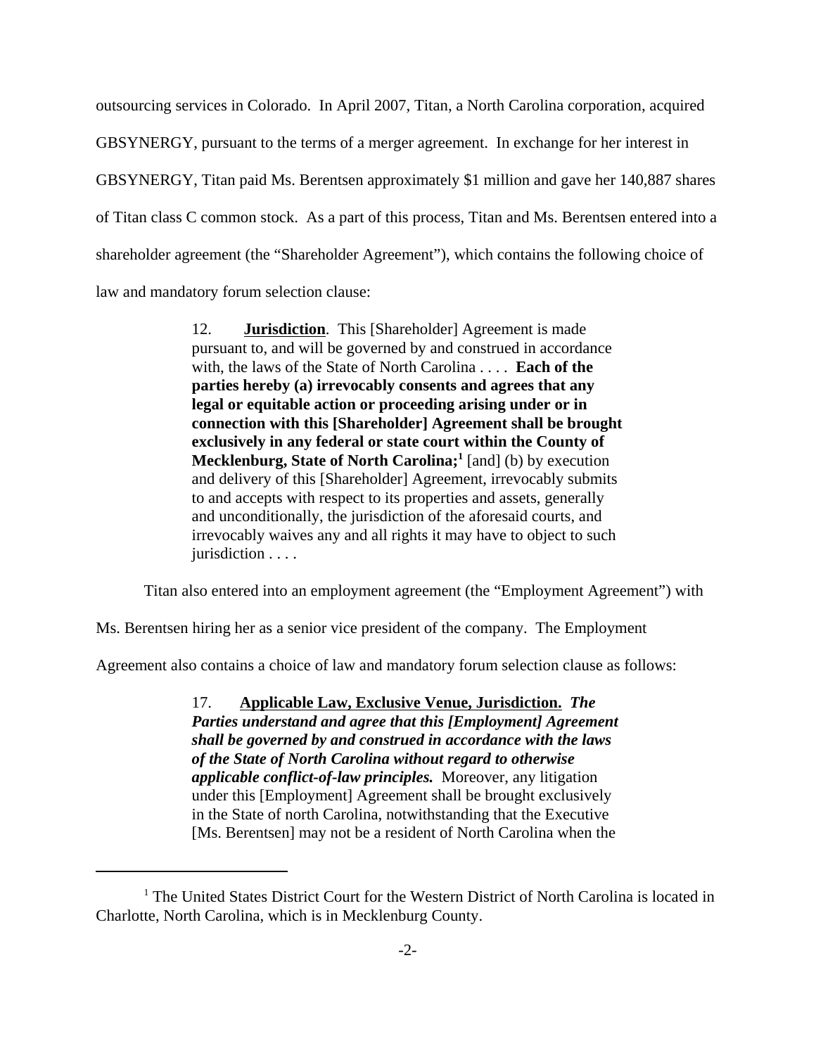outsourcing services in Colorado. In April 2007, Titan, a North Carolina corporation, acquired GBSYNERGY, pursuant to the terms of a merger agreement. In exchange for her interest in GBSYNERGY, Titan paid Ms. Berentsen approximately $1 million and gave her 140,887 shares of Titan class C common stock. As a part of this process, Titan and Ms. Berentsen entered into a shareholder agreement (the "Shareholder Agreement"), which contains the following choice of law and mandatory forum selection clause:

> 12. **Jurisdiction**. This [Shareholder] Agreement is made pursuant to, and will be governed by and construed in accordance with, the laws of the State of North Carolina . . . . **Each of the parties hereby (a) irrevocably consents and agrees that any legal or equitable action or proceeding arising under or in connection with this [Shareholder] Agreement shall be brought exclusively in any federal or state court within the County of Mecklenburg, State of North Carolina;**[1] [and] (b) by execution and delivery of this [Shareholder] Agreement, irrevocably submits to and accepts with respect to its properties and assets, generally and unconditionally, the jurisdiction of the aforesaid courts, and irrevocably waives any and all rights it may have to object to such jurisdiction . . . .

Titan also entered into an employment agreement (the "Employment Agreement") with Ms. Berentsen hiring her as a senior vice president of the company. The Employment Agreement also contains a choice of law and mandatory forum selection clause as follows:

> 17. **Applicable Law, Exclusive Venue, Jurisdiction.** ***The Parties understand and agree that this [Employment] Agreement shall be governed by and construed in accordance with the laws of the State of North Carolina without regard to otherwise applicable conflict-of-law principles.*** Moreover, any litigation under this [Employment] Agreement shall be brought exclusively in the State of north Carolina, notwithstanding that the Executive [Ms. Berentsen] may not be a resident of North Carolina when the

[1] The United States District Court for the Western District of North Carolina is located in Charlotte, North Carolina, which is in Mecklenburg County.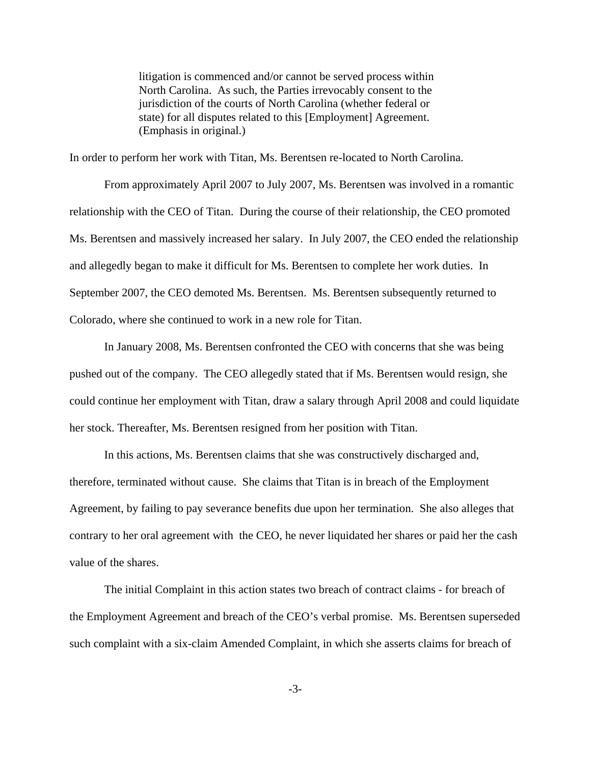> litigation is commenced and/or cannot be served process within North Carolina. As such, the Parties irrevocably consent to the jurisdiction of the courts of North Carolina (whether federal or state) for all disputes related to this [Employment] Agreement. (Emphasis in original.)

In order to perform her work with Titan, Ms. Berentsen re-located to North Carolina.

From approximately April 2007 to July 2007, Ms. Berentsen was involved in a romantic relationship with the CEO of Titan. During the course of their relationship, the CEO promoted Ms. Berentsen and massively increased her salary. In July 2007, the CEO ended the relationship and allegedly began to make it difficult for Ms. Berentsen to complete her work duties. In September 2007, the CEO demoted Ms. Berentsen. Ms. Berentsen subsequently returned to Colorado, where she continued to work in a new role for Titan.

In January 2008, Ms. Berentsen confronted the CEO with concerns that she was being pushed out of the company. The CEO allegedly stated that if Ms. Berentsen would resign, she could continue her employment with Titan, draw a salary through April 2008 and could liquidate her stock. Thereafter, Ms. Berentsen resigned from her position with Titan.

In this actions, Ms. Berentsen claims that she was constructively discharged and, therefore, terminated without cause. She claims that Titan is in breach of the Employment Agreement, by failing to pay severance benefits due upon her termination. She also alleges that contrary to her oral agreement with the CEO, he never liquidated her shares or paid her the cash value of the shares.

The initial Complaint in this action states two breach of contract claims - for breach of the Employment Agreement and breach of the CEO's verbal promise. Ms. Berentsen superseded such complaint with a six-claim Amended Complaint, in which she asserts claims for breach of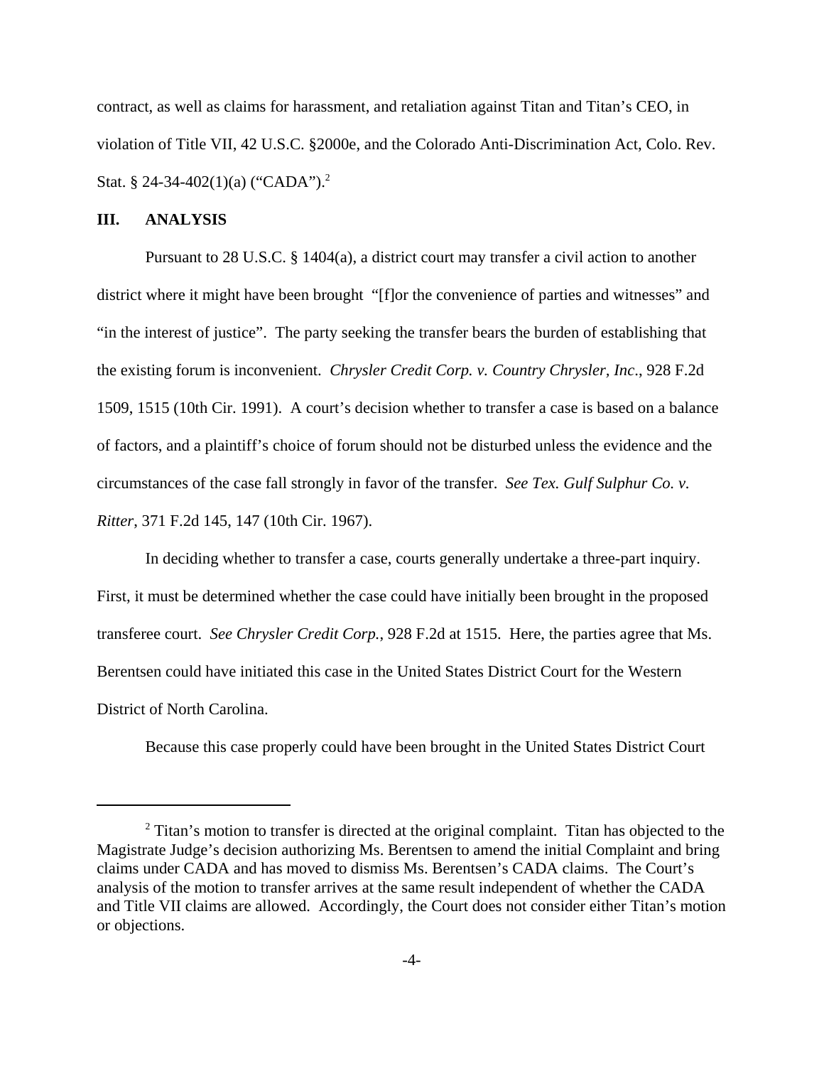contract, as well as claims for harassment, and retaliation against Titan and Titan's CEO, in violation of Title VII, 42 U.S.C. §2000e, and the Colorado Anti-Discrimination Act, Colo. Rev. Stat. § 24-34-402(1)(a) ("CADA").[2]

## III. ANALYSIS

Pursuant to 28 U.S.C. § 1404(a), a district court may transfer a civil action to another district where it might have been brought "[f]or the convenience of parties and witnesses" and "in the interest of justice". The party seeking the transfer bears the burden of establishing that the existing forum is inconvenient. *Chrysler Credit Corp. v. Country Chrysler, Inc*., 928 F.2d 1509, 1515 (10th Cir. 1991). A court's decision whether to transfer a case is based on a balance of factors, and a plaintiff's choice of forum should not be disturbed unless the evidence and the circumstances of the case fall strongly in favor of the transfer. *See Tex. Gulf Sulphur Co. v. Ritter*, 371 F.2d 145, 147 (10th Cir. 1967).

In deciding whether to transfer a case, courts generally undertake a three-part inquiry. First, it must be determined whether the case could have initially been brought in the proposed transferee court. *See Chrysler Credit Corp.*, 928 F.2d at 1515. Here, the parties agree that Ms. Berentsen could have initiated this case in the United States District Court for the Western District of North Carolina.

Because this case properly could have been brought in the United States District Court

[2] Titan's motion to transfer is directed at the original complaint. Titan has objected to the Magistrate Judge's decision authorizing Ms. Berentsen to amend the initial Complaint and bring claims under CADA and has moved to dismiss Ms. Berentsen's CADA claims. The Court's analysis of the motion to transfer arrives at the same result independent of whether the CADA and Title VII claims are allowed. Accordingly, the Court does not consider either Titan's motion or objections.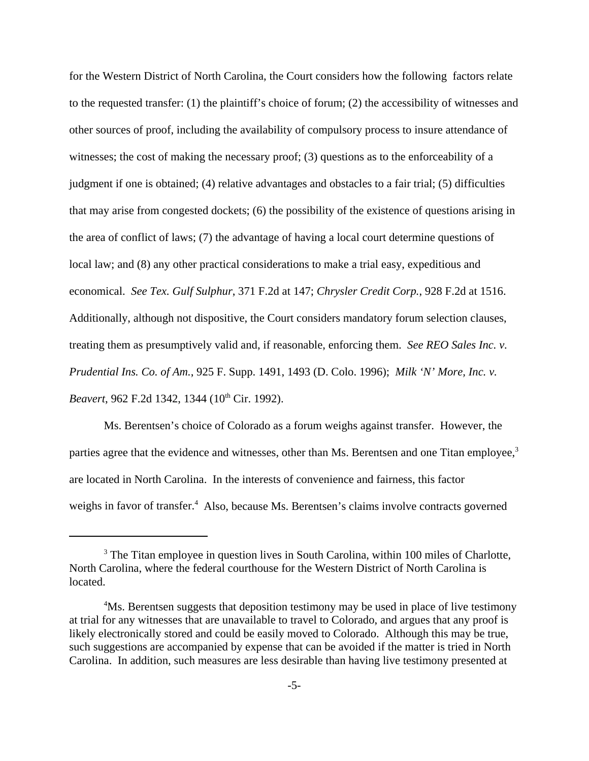for the Western District of North Carolina, the Court considers how the following factors relate to the requested transfer: (1) the plaintiff's choice of forum; (2) the accessibility of witnesses and other sources of proof, including the availability of compulsory process to insure attendance of witnesses; the cost of making the necessary proof; (3) questions as to the enforceability of a judgment if one is obtained; (4) relative advantages and obstacles to a fair trial; (5) difficulties that may arise from congested dockets; (6) the possibility of the existence of questions arising in the area of conflict of laws; (7) the advantage of having a local court determine questions of local law; and (8) any other practical considerations to make a trial easy, expeditious and economical. *See Tex. Gulf Sulphur*, 371 F.2d at 147; *Chrysler Credit Corp.*, 928 F.2d at 1516. Additionally, although not dispositive, the Court considers mandatory forum selection clauses, treating them as presumptively valid and, if reasonable, enforcing them. *See REO Sales Inc. v. Prudential Ins. Co. of Am.*, 925 F. Supp. 1491, 1493 (D. Colo. 1996); *Milk 'N' More, Inc. v. Beavert*, 962 F.2d 1342, 1344 (10th Cir. 1992).

Ms. Berentsen's choice of Colorado as a forum weighs against transfer. However, the parties agree that the evidence and witnesses, other than Ms. Berentsen and one Titan employee,[3] are located in North Carolina. In the interests of convenience and fairness, this factor weighs in favor of transfer.[4] Also, because Ms. Berentsen's claims involve contracts governed

---

[3] The Titan employee in question lives in South Carolina, within 100 miles of Charlotte, North Carolina, where the federal courthouse for the Western District of North Carolina is located.

[4] Ms. Berentsen suggests that deposition testimony may be used in place of live testimony at trial for any witnesses that are unavailable to travel to Colorado, and argues that any proof is likely electronically stored and could be easily moved to Colorado. Although this may be true, such suggestions are accompanied by expense that can be avoided if the matter is tried in North Carolina. In addition, such measures are less desirable than having live testimony presented at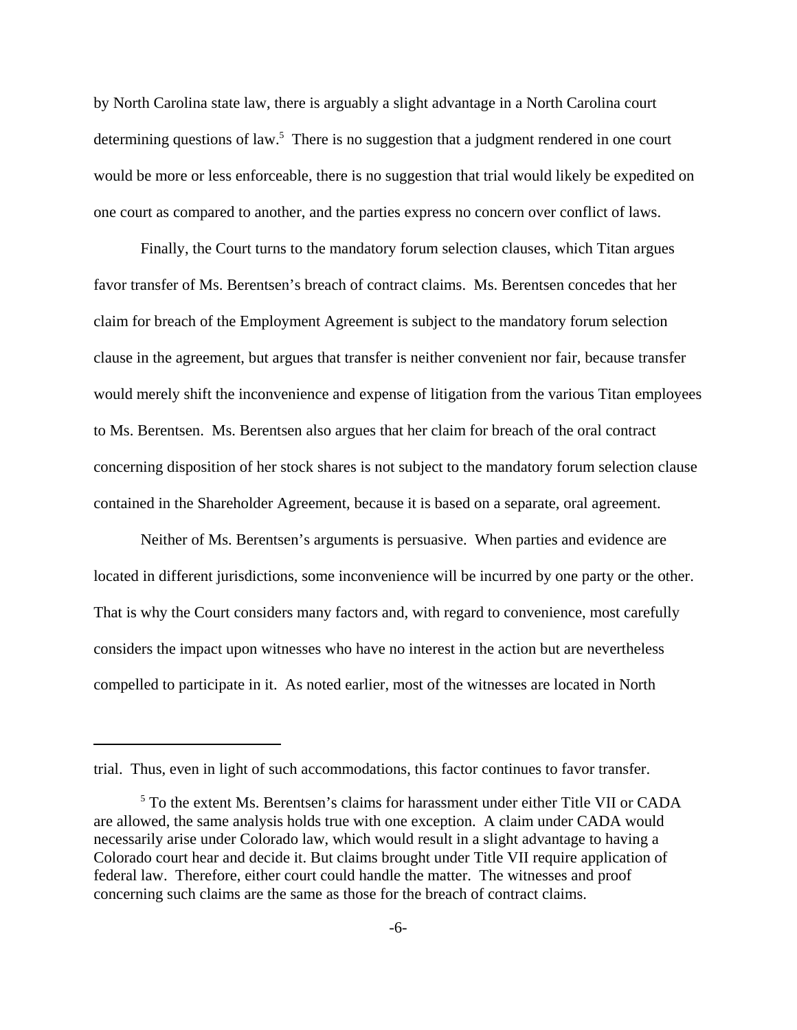by North Carolina state law, there is arguably a slight advantage in a North Carolina court determining questions of law.[5] There is no suggestion that a judgment rendered in one court would be more or less enforceable, there is no suggestion that trial would likely be expedited on one court as compared to another, and the parties express no concern over conflict of laws.

Finally, the Court turns to the mandatory forum selection clauses, which Titan argues favor transfer of Ms. Berentsen's breach of contract claims. Ms. Berentsen concedes that her claim for breach of the Employment Agreement is subject to the mandatory forum selection clause in the agreement, but argues that transfer is neither convenient nor fair, because transfer would merely shift the inconvenience and expense of litigation from the various Titan employees to Ms. Berentsen. Ms. Berentsen also argues that her claim for breach of the oral contract concerning disposition of her stock shares is not subject to the mandatory forum selection clause contained in the Shareholder Agreement, because it is based on a separate, oral agreement.

Neither of Ms. Berentsen's arguments is persuasive. When parties and evidence are located in different jurisdictions, some inconvenience will be incurred by one party or the other. That is why the Court considers many factors and, with regard to convenience, most carefully considers the impact upon witnesses who have no interest in the action but are nevertheless compelled to participate in it. As noted earlier, most of the witnesses are located in North

---

trial. Thus, even in light of such accommodations, this factor continues to favor transfer.

[5] To the extent Ms. Berentsen's claims for harassment under either Title VII or CADA are allowed, the same analysis holds true with one exception. A claim under CADA would necessarily arise under Colorado law, which would result in a slight advantage to having a Colorado court hear and decide it. But claims brought under Title VII require application of federal law. Therefore, either court could handle the matter. The witnesses and proof concerning such claims are the same as those for the breach of contract claims.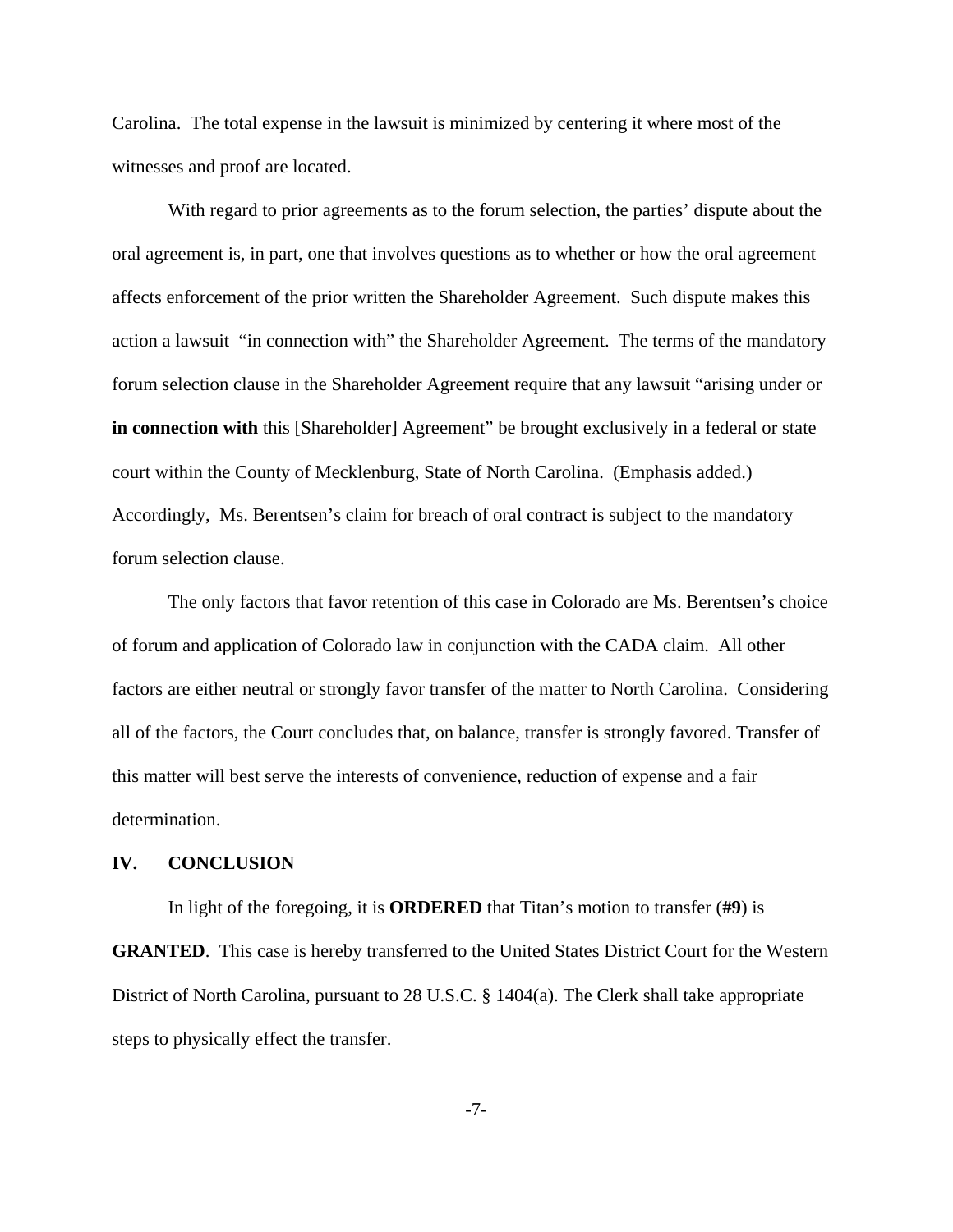Carolina. The total expense in the lawsuit is minimized by centering it where most of the witnesses and proof are located.

With regard to prior agreements as to the forum selection, the parties' dispute about the oral agreement is, in part, one that involves questions as to whether or how the oral agreement affects enforcement of the prior written the Shareholder Agreement. Such dispute makes this action a lawsuit "in connection with" the Shareholder Agreement. The terms of the mandatory forum selection clause in the Shareholder Agreement require that any lawsuit "arising under or **in connection with** this [Shareholder] Agreement" be brought exclusively in a federal or state court within the County of Mecklenburg, State of North Carolina. (Emphasis added.) Accordingly, Ms. Berentsen's claim for breach of oral contract is subject to the mandatory forum selection clause.

The only factors that favor retention of this case in Colorado are Ms. Berentsen's choice of forum and application of Colorado law in conjunction with the CADA claim. All other factors are either neutral or strongly favor transfer of the matter to North Carolina. Considering all of the factors, the Court concludes that, on balance, transfer is strongly favored. Transfer of this matter will best serve the interests of convenience, reduction of expense and a fair determination.

## IV. CONCLUSION

In light of the foregoing, it is **ORDERED** that Titan's motion to transfer (**#9**) is **GRANTED**. This case is hereby transferred to the United States District Court for the Western District of North Carolina, pursuant to 28 U.S.C. § 1404(a). The Clerk shall take appropriate steps to physically effect the transfer.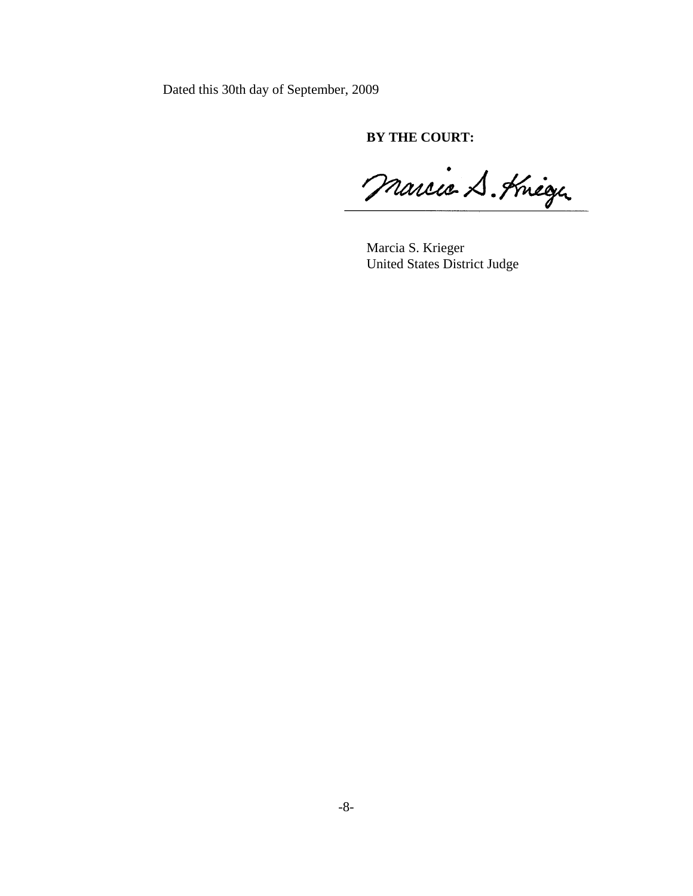Dated this 30th day of September, 2009

**BY THE COURT:**

Marcia S. Krieger
United States District Judge